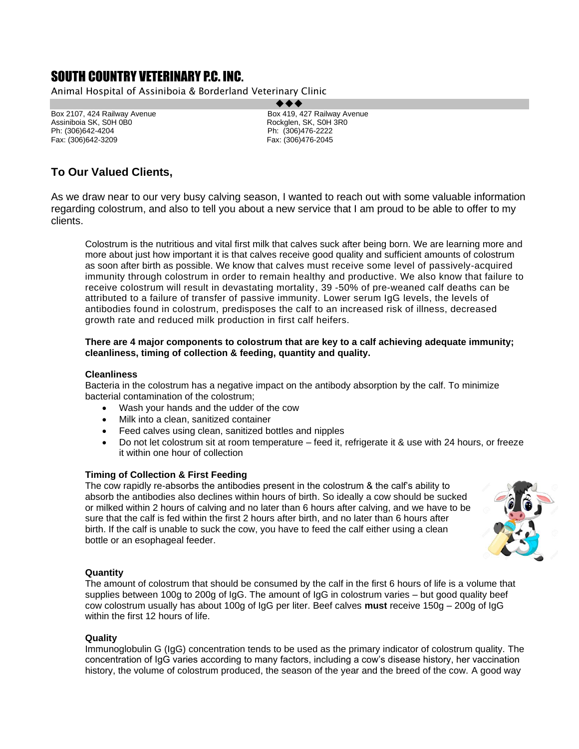# SOUTH COUNTRY VETERINARY P.C. INC.

Animal Hospital of Assiniboia & Borderland Veterinary Clinic

◆◆◆

Box 2107, 424 Railway Avenue
Assiniboia SK, S0H 0B0
Ph: (306)642-4204
Fax: (306)642-3209

Box 419, 427 Railway Avenue
Rockglen, SK, S0H 3R0
Ph: (306)476-2222
Fax: (306)476-2045

## To Our Valued Clients,

As we draw near to our very busy calving season, I wanted to reach out with some valuable information regarding colostrum, and also to tell you about a new service that I am proud to be able to offer to my clients.

Colostrum is the nutritious and vital first milk that calves suck after being born. We are learning more and more about just how important it is that calves receive good quality and sufficient amounts of colostrum as soon after birth as possible. We know that calves must receive some level of passively-acquired immunity through colostrum in order to remain healthy and productive. We also know that failure to receive colostrum will result in devastating mortality, 39 -50% of pre-weaned calf deaths can be attributed to a failure of transfer of passive immunity. Lower serum IgG levels, the levels of antibodies found in colostrum, predisposes the calf to an increased risk of illness, decreased growth rate and reduced milk production in first calf heifers.

**There are 4 major components to colostrum that are key to a calf achieving adequate immunity; cleanliness, timing of collection & feeding, quantity and quality.**

### Cleanliness

Bacteria in the colostrum has a negative impact on the antibody absorption by the calf. To minimize bacterial contamination of the colostrum;

- Wash your hands and the udder of the cow
- Milk into a clean, sanitized container
- Feed calves using clean, sanitized bottles and nipples
- Do not let colostrum sit at room temperature – feed it, refrigerate it & use with 24 hours, or freeze it within one hour of collection

### Timing of Collection & First Feeding

The cow rapidly re-absorbs the antibodies present in the colostrum & the calf's ability to absorb the antibodies also declines within hours of birth. So ideally a cow should be sucked or milked within 2 hours of calving and no later than 6 hours after calving, and we have to be sure that the calf is fed within the first 2 hours after birth, and no later than 6 hours after birth. If the calf is unable to suck the cow, you have to feed the calf either using a clean bottle or an esophageal feeder.

### Quantity

The amount of colostrum that should be consumed by the calf in the first 6 hours of life is a volume that supplies between 100g to 200g of IgG. The amount of IgG in colostrum varies – but good quality beef cow colostrum usually has about 100g of IgG per liter. Beef calves **must** receive 150g – 200g of IgG within the first 12 hours of life.

### Quality

Immunoglobulin G (IgG) concentration tends to be used as the primary indicator of colostrum quality. The concentration of IgG varies according to many factors, including a cow's disease history, her vaccination history, the volume of colostrum produced, the season of the year and the breed of the cow. A good way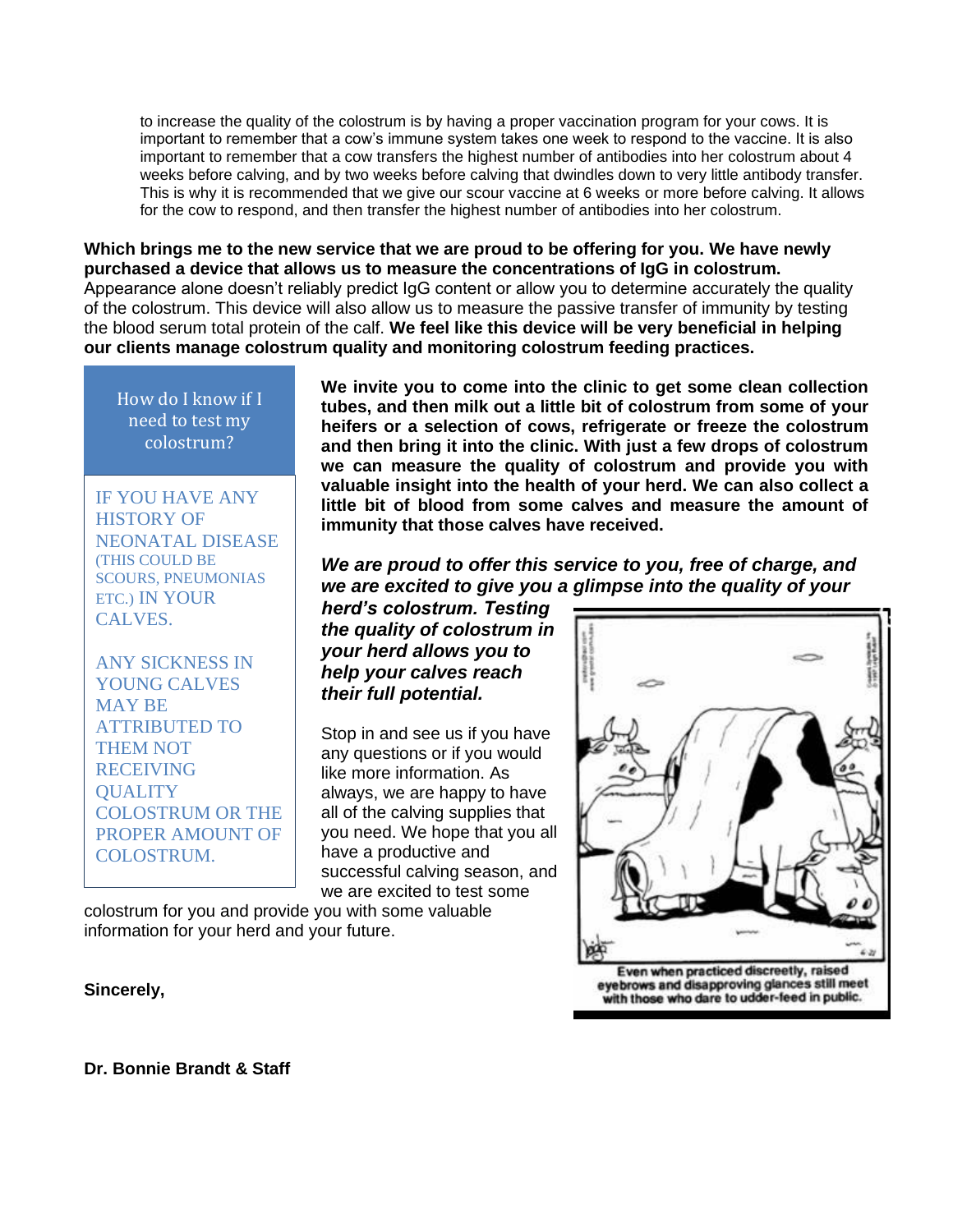to increase the quality of the colostrum is by having a proper vaccination program for your cows. It is important to remember that a cow's immune system takes one week to respond to the vaccine. It is also important to remember that a cow transfers the highest number of antibodies into her colostrum about 4 weeks before calving, and by two weeks before calving that dwindles down to very little antibody transfer. This is why it is recommended that we give our scour vaccine at 6 weeks or more before calving. It allows for the cow to respond, and then transfer the highest number of antibodies into her colostrum.

**Which brings me to the new service that we are proud to be offering for you. We have newly purchased a device that allows us to measure the concentrations of IgG in colostrum.** Appearance alone doesn't reliably predict IgG content or allow you to determine accurately the quality of the colostrum. This device will also allow us to measure the passive transfer of immunity by testing the blood serum total protein of the calf. **We feel like this device will be very beneficial in helping our clients manage colostrum quality and monitoring colostrum feeding practices.**

How do I know if I need to test my colostrum?

IF YOU HAVE ANY HISTORY OF NEONATAL DISEASE (THIS COULD BE SCOURS, PNEUMONIAS ETC.) IN YOUR CALVES.

ANY SICKNESS IN YOUNG CALVES MAY BE ATTRIBUTED TO THEM NOT RECEIVING QUALITY COLOSTRUM OR THE PROPER AMOUNT OF COLOSTRUM.

**We invite you to come into the clinic to get some clean collection tubes, and then milk out a little bit of colostrum from some of your heifers or a selection of cows, refrigerate or freeze the colostrum and then bring it into the clinic. With just a few drops of colostrum we can measure the quality of colostrum and provide you with valuable insight into the health of your herd. We can also collect a little bit of blood from some calves and measure the amount of immunity that those calves have received.**

***We are proud to offer this service to you, free of charge, and we are excited to give you a glimpse into the quality of your herd's colostrum. Testing the quality of colostrum in your herd allows you to help your calves reach their full potential.***

Stop in and see us if you have any questions or if you would like more information. As always, we are happy to have all of the calving supplies that you need. We hope that you all have a productive and successful calving season, and we are excited to test some colostrum for you and provide you with some valuable information for your herd and your future.

Even when practiced discreetly, raised eyebrows and disapproving glances still meet with those who dare to udder-feed in public.

**Sincerely,**

**Dr. Bonnie Brandt & Staff**